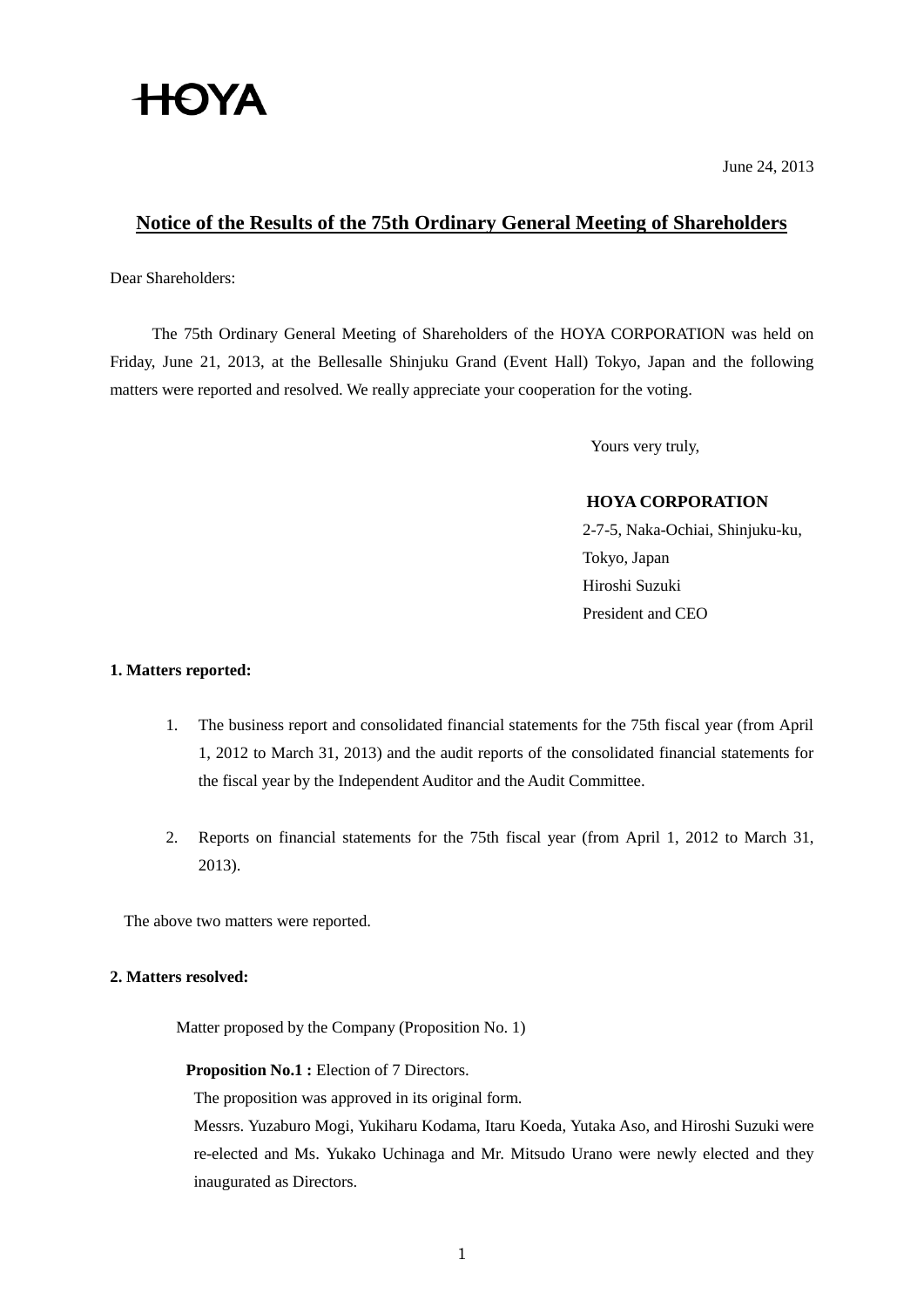HOYA

June 24, 2013

# Notice of the Results of the 75th Ordinary General Meeting of Shareholders

Dear Shareholders:

The 75th Ordinary General Meeting of Shareholders of the HOYA CORPORATION was held on Friday, June 21, 2013, at the Bellesalle Shinjuku Grand (Event Hall) Tokyo, Japan and the following matters were reported and resolved. We really appreciate your cooperation for the voting.

Yours very truly,

**HOYA CORPORATION**
2-7-5, Naka-Ochiai, Shinjuku-ku,
Tokyo, Japan
Hiroshi Suzuki
President and CEO

**1. Matters reported:**

1. The business report and consolidated financial statements for the 75th fiscal year (from April 1, 2012 to March 31, 2013) and the audit reports of the consolidated financial statements for the fiscal year by the Independent Auditor and the Audit Committee.

2. Reports on financial statements for the 75th fiscal year (from April 1, 2012 to March 31, 2013).

The above two matters were reported.

**2. Matters resolved:**

Matter proposed by the Company (Proposition No. 1)

**Proposition No.1 :** Election of 7 Directors.
The proposition was approved in its original form.
Messrs. Yuzaburo Mogi, Yukiharu Kodama, Itaru Koeda, Yutaka Aso, and Hiroshi Suzuki were re-elected and Ms. Yukako Uchinaga and Mr. Mitsudo Urano were newly elected and they inaugurated as Directors.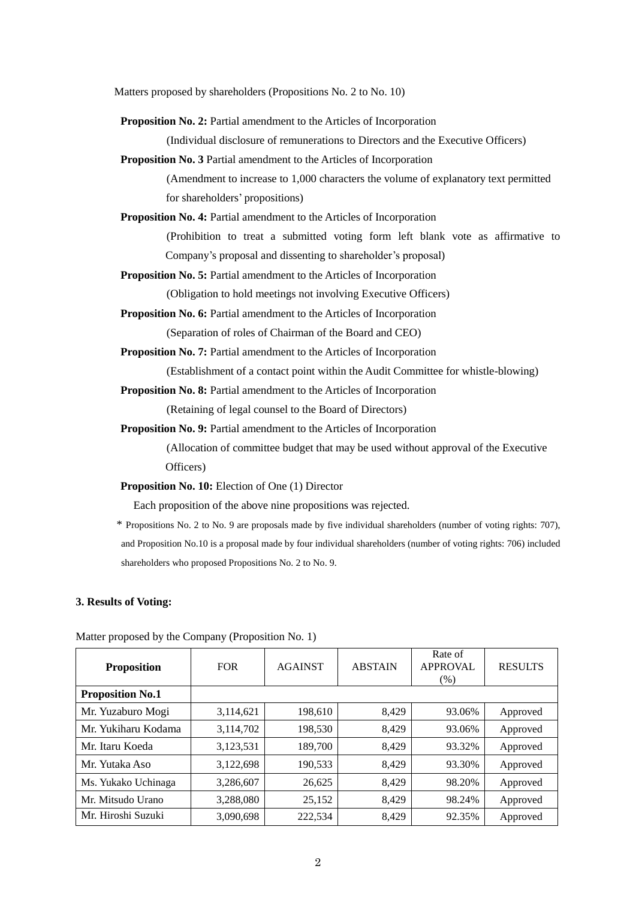Matters proposed by shareholders (Propositions No. 2 to No. 10)

**Proposition No. 2:** Partial amendment to the Articles of Incorporation

(Individual disclosure of remunerations to Directors and the Executive Officers)

**Proposition No. 3** Partial amendment to the Articles of Incorporation

(Amendment to increase to 1,000 characters the volume of explanatory text permitted for shareholders' propositions)

**Proposition No. 4:** Partial amendment to the Articles of Incorporation

(Prohibition to treat a submitted voting form left blank vote as affirmative to Company's proposal and dissenting to shareholder's proposal)

**Proposition No. 5:** Partial amendment to the Articles of Incorporation

(Obligation to hold meetings not involving Executive Officers)

**Proposition No. 6:** Partial amendment to the Articles of Incorporation

(Separation of roles of Chairman of the Board and CEO)

**Proposition No. 7:** Partial amendment to the Articles of Incorporation

(Establishment of a contact point within the Audit Committee for whistle-blowing)

**Proposition No. 8:** Partial amendment to the Articles of Incorporation

(Retaining of legal counsel to the Board of Directors)

**Proposition No. 9:** Partial amendment to the Articles of Incorporation

(Allocation of committee budget that may be used without approval of the Executive Officers)

**Proposition No. 10:** Election of One (1) Director

Each proposition of the above nine propositions was rejected.

\* Propositions No. 2 to No. 9 are proposals made by five individual shareholders (number of voting rights: 707), and Proposition No.10 is a proposal made by four individual shareholders (number of voting rights: 706) included shareholders who proposed Propositions No. 2 to No. 9.

### 3. Results of Voting:

Matter proposed by the Company (Proposition No. 1)

| Proposition | FOR | AGAINST | ABSTAIN | Rate of APPROVAL (%) | RESULTS |
|---|---|---|---|---|---|
| **Proposition No.1** | | | | | |
| Mr. Yuzaburo Mogi | 3,114,621 | 198,610 | 8,429 | 93.06% | Approved |
| Mr. Yukiharu Kodama | 3,114,702 | 198,530 | 8,429 | 93.06% | Approved |
| Mr. Itaru Koeda | 3,123,531 | 189,700 | 8,429 | 93.32% | Approved |
| Mr. Yutaka Aso | 3,122,698 | 190,533 | 8,429 | 93.30% | Approved |
| Ms. Yukako Uchinaga | 3,286,607 | 26,625 | 8,429 | 98.20% | Approved |
| Mr. Mitsudo Urano | 3,288,080 | 25,152 | 8,429 | 98.24% | Approved |
| Mr. Hiroshi Suzuki | 3,090,698 | 222,534 | 8,429 | 92.35% | Approved |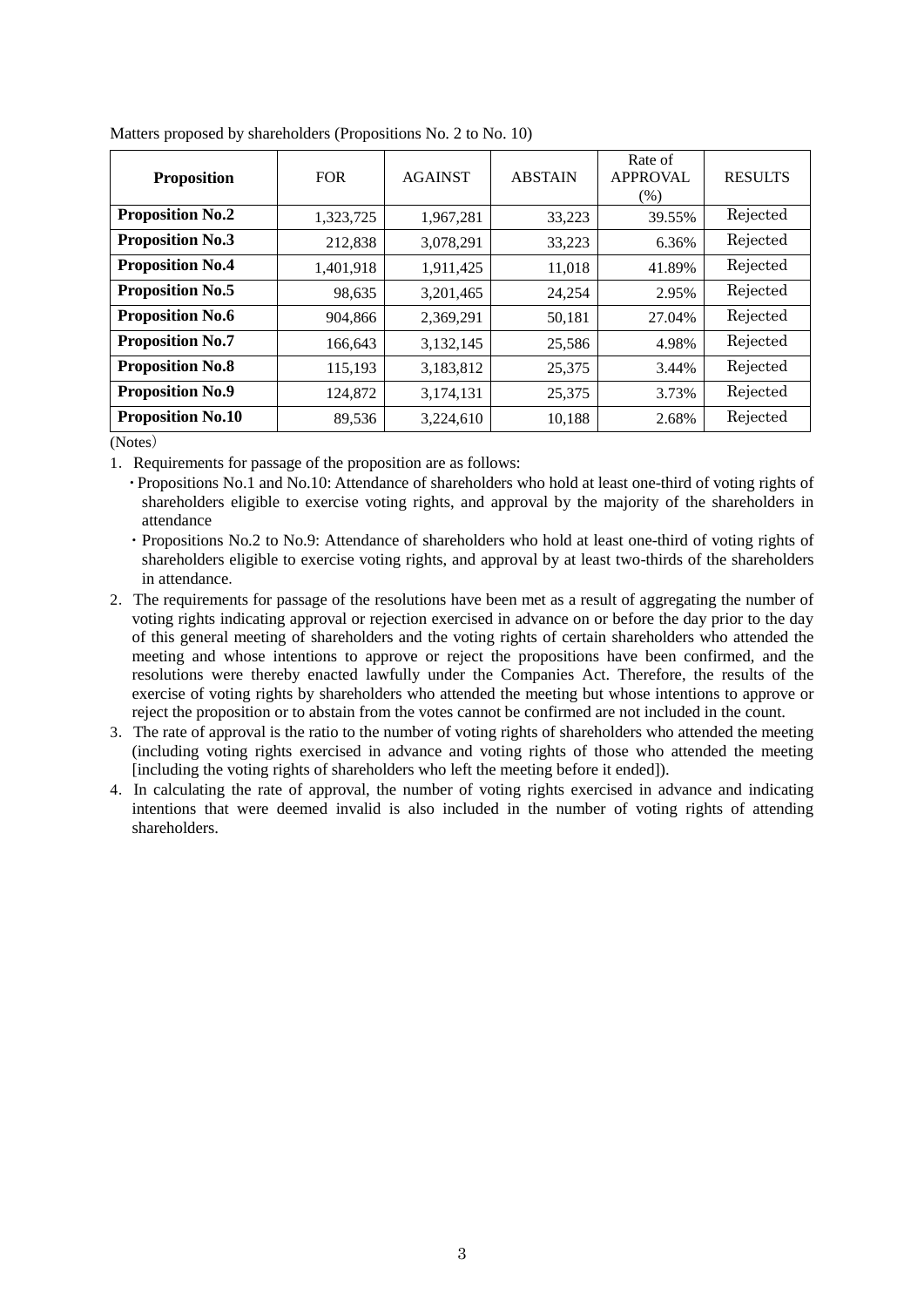Matters proposed by shareholders (Propositions No. 2 to No. 10)

| Proposition | FOR | AGAINST | ABSTAIN | Rate of APPROVAL (%) | RESULTS |
|---|---|---|---|---|---|
| **Proposition No.2** | 1,323,725 | 1,967,281 | 33,223 | 39.55% | Rejected |
| **Proposition No.3** | 212,838 | 3,078,291 | 33,223 | 6.36% | Rejected |
| **Proposition No.4** | 1,401,918 | 1,911,425 | 11,018 | 41.89% | Rejected |
| **Proposition No.5** | 98,635 | 3,201,465 | 24,254 | 2.95% | Rejected |
| **Proposition No.6** | 904,866 | 2,369,291 | 50,181 | 27.04% | Rejected |
| **Proposition No.7** | 166,643 | 3,132,145 | 25,586 | 4.98% | Rejected |
| **Proposition No.8** | 115,193 | 3,183,812 | 25,375 | 3.44% | Rejected |
| **Proposition No.9** | 124,872 | 3,174,131 | 25,375 | 3.73% | Rejected |
| **Proposition No.10** | 89,536 | 3,224,610 | 10,188 | 2.68% | Rejected |

(Notes)

1. Requirements for passage of the proposition are as follows:
   - Propositions No.1 and No.10: Attendance of shareholders who hold at least one-third of voting rights of shareholders eligible to exercise voting rights, and approval by the majority of the shareholders in attendance
   - Propositions No.2 to No.9: Attendance of shareholders who hold at least one-third of voting rights of shareholders eligible to exercise voting rights, and approval by at least two-thirds of the shareholders in attendance.
2. The requirements for passage of the resolutions have been met as a result of aggregating the number of voting rights indicating approval or rejection exercised in advance on or before the day prior to the day of this general meeting of shareholders and the voting rights of certain shareholders who attended the meeting and whose intentions to approve or reject the propositions have been confirmed, and the resolutions were thereby enacted lawfully under the Companies Act. Therefore, the results of the exercise of voting rights by shareholders who attended the meeting but whose intentions to approve or reject the proposition or to abstain from the votes cannot be confirmed are not included in the count.
3. The rate of approval is the ratio to the number of voting rights of shareholders who attended the meeting (including voting rights exercised in advance and voting rights of those who attended the meeting [including the voting rights of shareholders who left the meeting before it ended]).
4. In calculating the rate of approval, the number of voting rights exercised in advance and indicating intentions that were deemed invalid is also included in the number of voting rights of attending shareholders.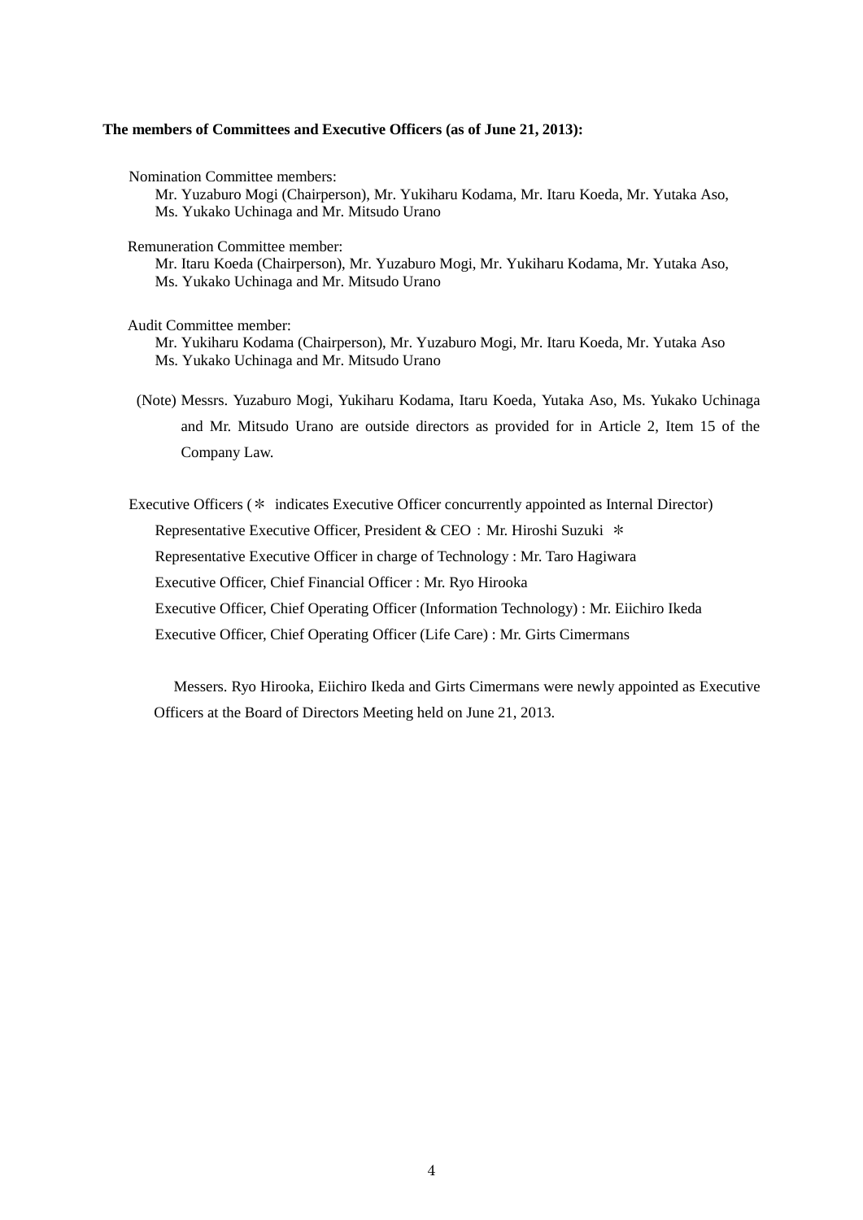**The members of Committees and Executive Officers (as of June 21, 2013):**

Nomination Committee members:
Mr. Yuzaburo Mogi (Chairperson), Mr. Yukiharu Kodama, Mr. Itaru Koeda, Mr. Yutaka Aso, Ms. Yukako Uchinaga and Mr. Mitsudo Urano

Remuneration Committee member:
Mr. Itaru Koeda (Chairperson), Mr. Yuzaburo Mogi, Mr. Yukiharu Kodama, Mr. Yutaka Aso, Ms. Yukako Uchinaga and Mr. Mitsudo Urano

Audit Committee member:
Mr. Yukiharu Kodama (Chairperson), Mr. Yuzaburo Mogi, Mr. Itaru Koeda, Mr. Yutaka Aso Ms. Yukako Uchinaga and Mr. Mitsudo Urano

(Note) Messrs. Yuzaburo Mogi, Yukiharu Kodama, Itaru Koeda, Yutaka Aso, Ms. Yukako Uchinaga and Mr. Mitsudo Urano are outside directors as provided for in Article 2, Item 15 of the Company Law.

Executive Officers (＊ indicates Executive Officer concurrently appointed as Internal Director)

Representative Executive Officer, President & CEO：Mr. Hiroshi Suzuki ＊

Representative Executive Officer in charge of Technology : Mr. Taro Hagiwara

Executive Officer, Chief Financial Officer : Mr. Ryo Hirooka

Executive Officer, Chief Operating Officer (Information Technology) : Mr. Eiichiro Ikeda

Executive Officer, Chief Operating Officer (Life Care) : Mr. Girts Cimermans

Messers. Ryo Hirooka, Eiichiro Ikeda and Girts Cimermans were newly appointed as Executive Officers at the Board of Directors Meeting held on June 21, 2013.